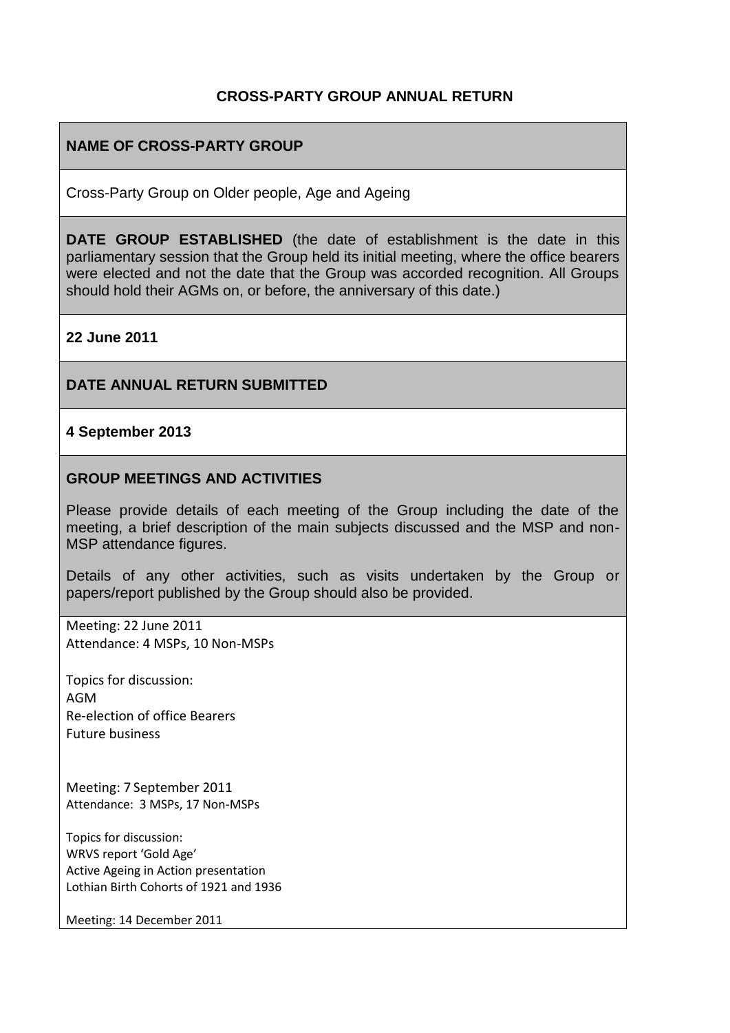**CROSS-PARTY GROUP ANNUAL RETURN**

**NAME OF CROSS-PARTY GROUP**

Cross-Party Group on Older people, Age and Ageing

**DATE GROUP ESTABLISHED** (the date of establishment is the date in this parliamentary session that the Group held its initial meeting, where the office bearers were elected and not the date that the Group was accorded recognition. All Groups should hold their AGMs on, or before, the anniversary of this date.)

**22 June 2011**

**DATE ANNUAL RETURN SUBMITTED**

**4 September 2013**

**GROUP MEETINGS AND ACTIVITIES**

Please provide details of each meeting of the Group including the date of the meeting, a brief description of the main subjects discussed and the MSP and non-MSP attendance figures.

Details of any other activities, such as visits undertaken by the Group or papers/report published by the Group should also be provided.

Meeting: 22 June 2011
Attendance: 4 MSPs, 10 Non-MSPs

Topics for discussion:
AGM
Re-election of office Bearers
Future business

Meeting: 7 September 2011
Attendance: 3 MSPs, 17 Non-MSPs

Topics for discussion:
WRVS report 'Gold Age'
Active Ageing in Action presentation
Lothian Birth Cohorts of 1921 and 1936

Meeting: 14 December 2011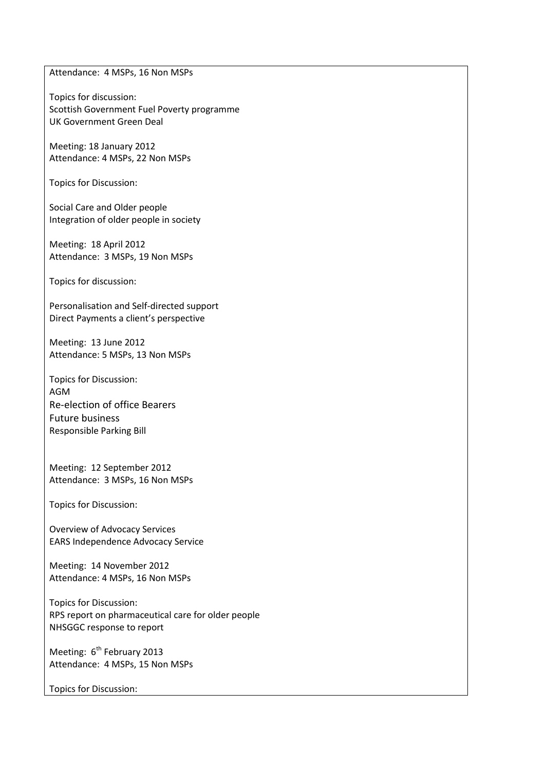Attendance: 4 MSPs, 16 Non MSPs

Topics for discussion:
Scottish Government Fuel Poverty programme
UK Government Green Deal

Meeting: 18 January 2012
Attendance: 4 MSPs, 22 Non MSPs

Topics for Discussion:

Social Care and Older people
Integration of older people in society

Meeting: 18 April 2012
Attendance: 3 MSPs, 19 Non MSPs

Topics for discussion:

Personalisation and Self-directed support
Direct Payments a client's perspective

Meeting: 13 June 2012
Attendance: 5 MSPs, 13 Non MSPs

Topics for Discussion:
AGM
Re-election of office Bearers
Future business
Responsible Parking Bill

Meeting: 12 September 2012
Attendance: 3 MSPs, 16 Non MSPs

Topics for Discussion:

Overview of Advocacy Services
EARS Independence Advocacy Service

Meeting: 14 November 2012
Attendance: 4 MSPs, 16 Non MSPs

Topics for Discussion:
RPS report on pharmaceutical care for older people
NHSGGC response to report

Meeting: 6th February 2013
Attendance: 4 MSPs, 15 Non MSPs

Topics for Discussion: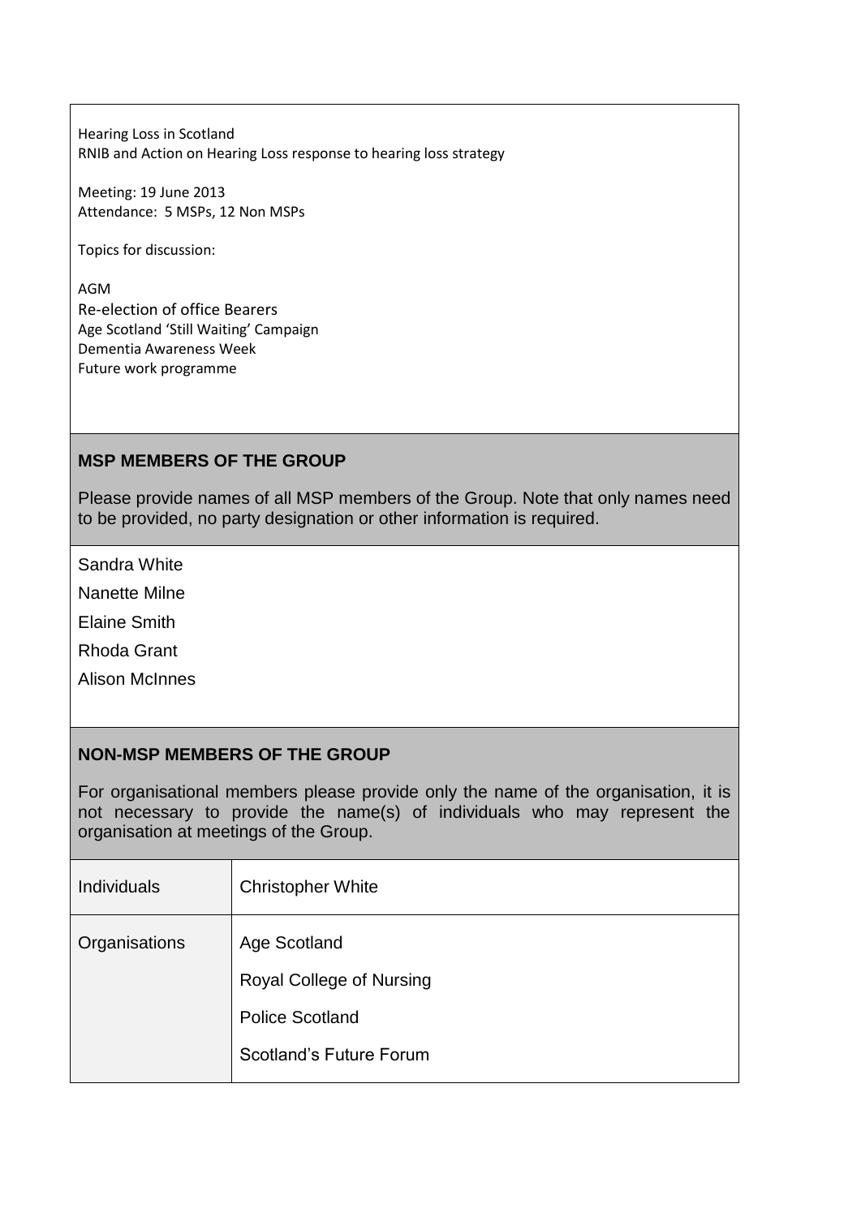Hearing Loss in Scotland
RNIB and Action on Hearing Loss response to hearing loss strategy

Meeting: 19 June 2013
Attendance: 5 MSPs, 12 Non MSPs

Topics for discussion:

AGM
Re-election of office Bearers
Age Scotland 'Still Waiting' Campaign
Dementia Awareness Week
Future work programme

## MSP MEMBERS OF THE GROUP

Please provide names of all MSP members of the Group. Note that only names need to be provided, no party designation or other information is required.

Sandra White

Nanette Milne

Elaine Smith

Rhoda Grant

Alison McInnes

## NON-MSP MEMBERS OF THE GROUP

For organisational members please provide only the name of the organisation, it is not necessary to provide the name(s) of individuals who may represent the organisation at meetings of the Group.

| Individuals | Christopher White |
|---|---|
| Organisations | Age Scotland<br>Royal College of Nursing<br>Police Scotland<br>Scotland's Future Forum |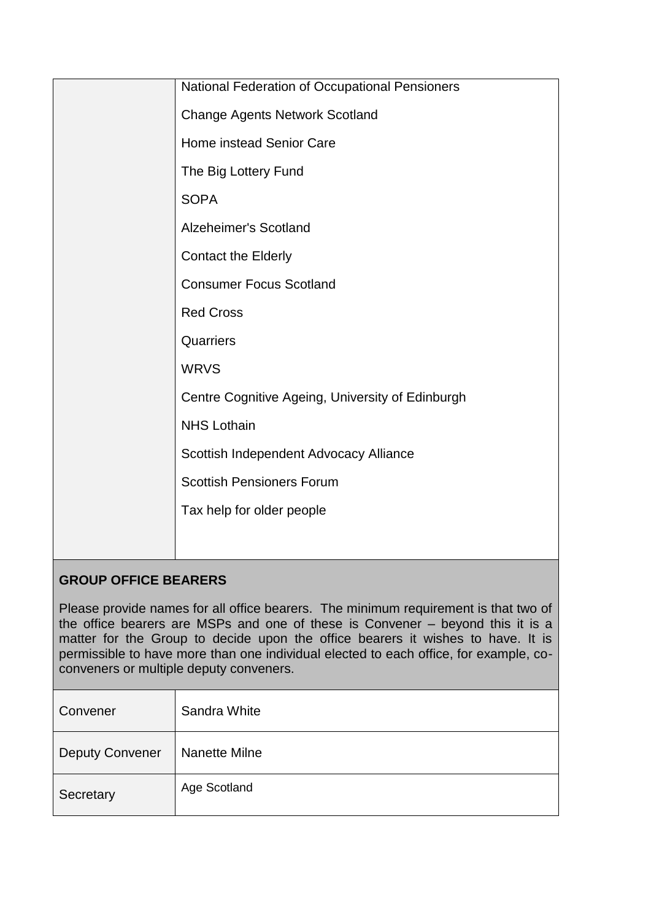| | |
|---|---|
| | National Federation of Occupational Pensioners<br><br>Change Agents Network Scotland<br><br>Home instead Senior Care<br><br>The Big Lottery Fund<br><br>SOPA<br><br>Alzeheimer's Scotland<br><br>Contact the Elderly<br><br>Consumer Focus Scotland<br><br>Red Cross<br><br>Quarriers<br><br>WRVS<br><br>Centre Cognitive Ageing, University of Edinburgh<br><br>NHS Lothain<br><br>Scottish Independent Advocacy Alliance<br><br>Scottish Pensioners Forum<br><br>Tax help for older people |

**GROUP OFFICE BEARERS**

Please provide names for all office bearers. The minimum requirement is that two of the office bearers are MSPs and one of these is Convener – beyond this it is a matter for the Group to decide upon the office bearers it wishes to have. It is permissible to have more than one individual elected to each office, for example, co-conveners or multiple deputy conveners.

| | |
|---|---|
| Convener | Sandra White |
| Deputy Convener | Nanette Milne |
| Secretary | Age Scotland |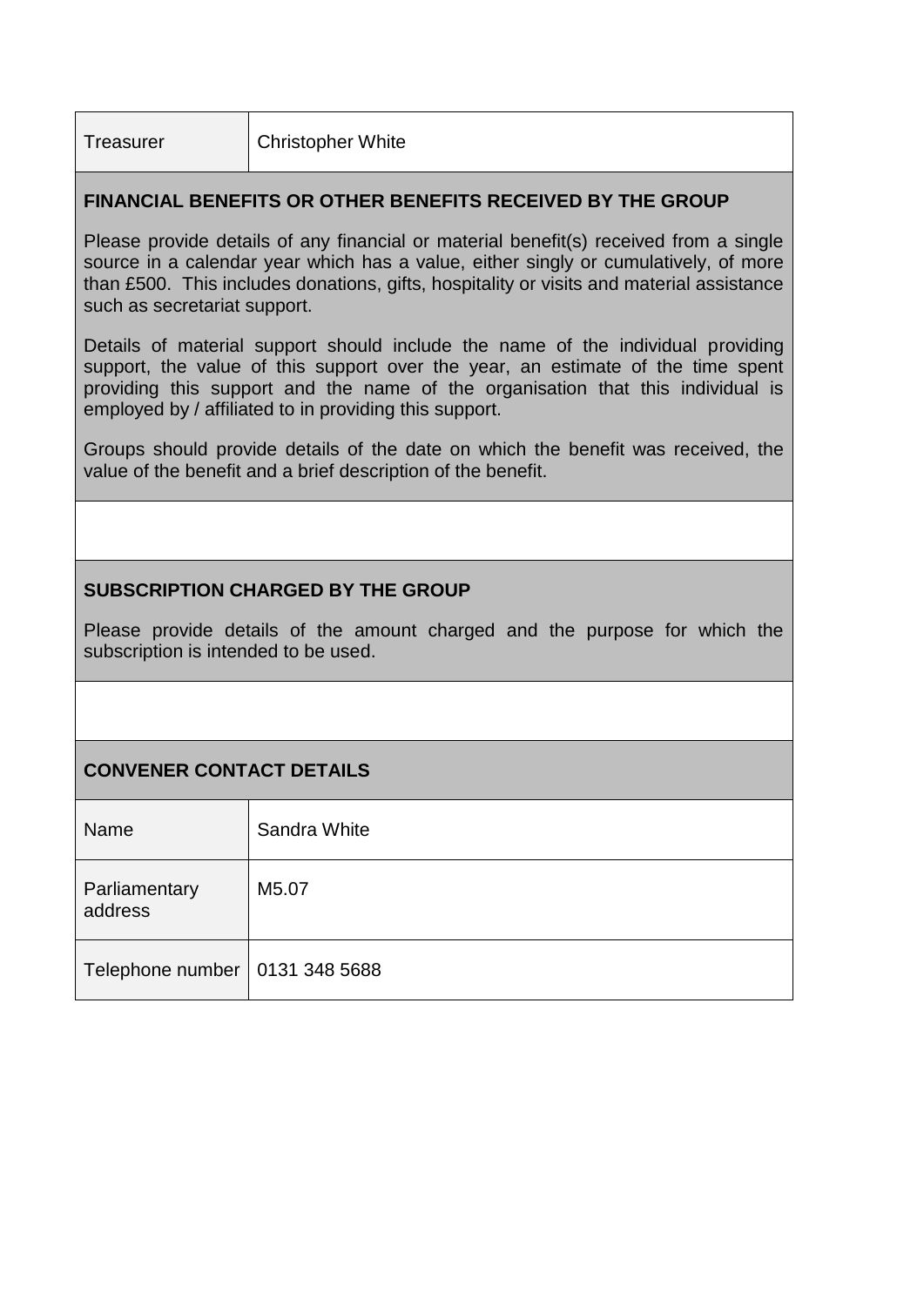| | |
|---|---|
| Treasurer | Christopher White |

### FINANCIAL BENEFITS OR OTHER BENEFITS RECEIVED BY THE GROUP

Please provide details of any financial or material benefit(s) received from a single source in a calendar year which has a value, either singly or cumulatively, of more than £500. This includes donations, gifts, hospitality or visits and material assistance such as secretariat support.

Details of material support should include the name of the individual providing support, the value of this support over the year, an estimate of the time spent providing this support and the name of the organisation that this individual is employed by / affiliated to in providing this support.

Groups should provide details of the date on which the benefit was received, the value of the benefit and a brief description of the benefit.

### SUBSCRIPTION CHARGED BY THE GROUP

Please provide details of the amount charged and the purpose for which the subscription is intended to be used.

### CONVENER CONTACT DETAILS

| | |
|---|---|
| Name | Sandra White |
| Parliamentary address | M5.07 |
| Telephone number | 0131 348 5688 |